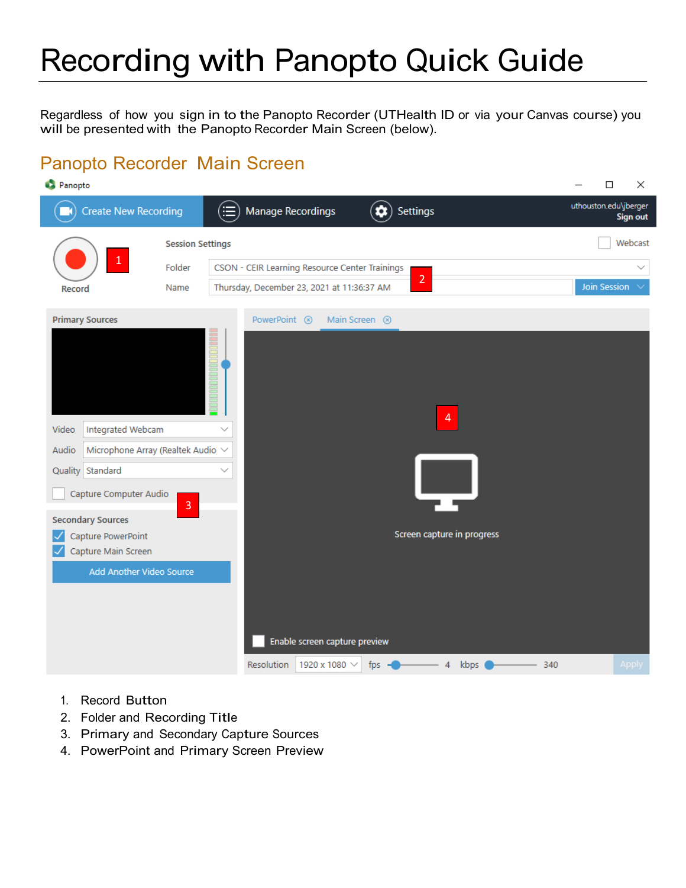# Recording with Panopto Quick Guide

Regardless of how you sign in to the Panopto Recorder (UTHealth ID or via your Canvas course) you will be presented with the Panopto Recorder Main Screen (below).

## Panopto Recorder Main Screen

1. Record Button
2. Folder and Recording Title
3. Primary and Secondary Capture Sources
4. PowerPoint and Primary Screen Preview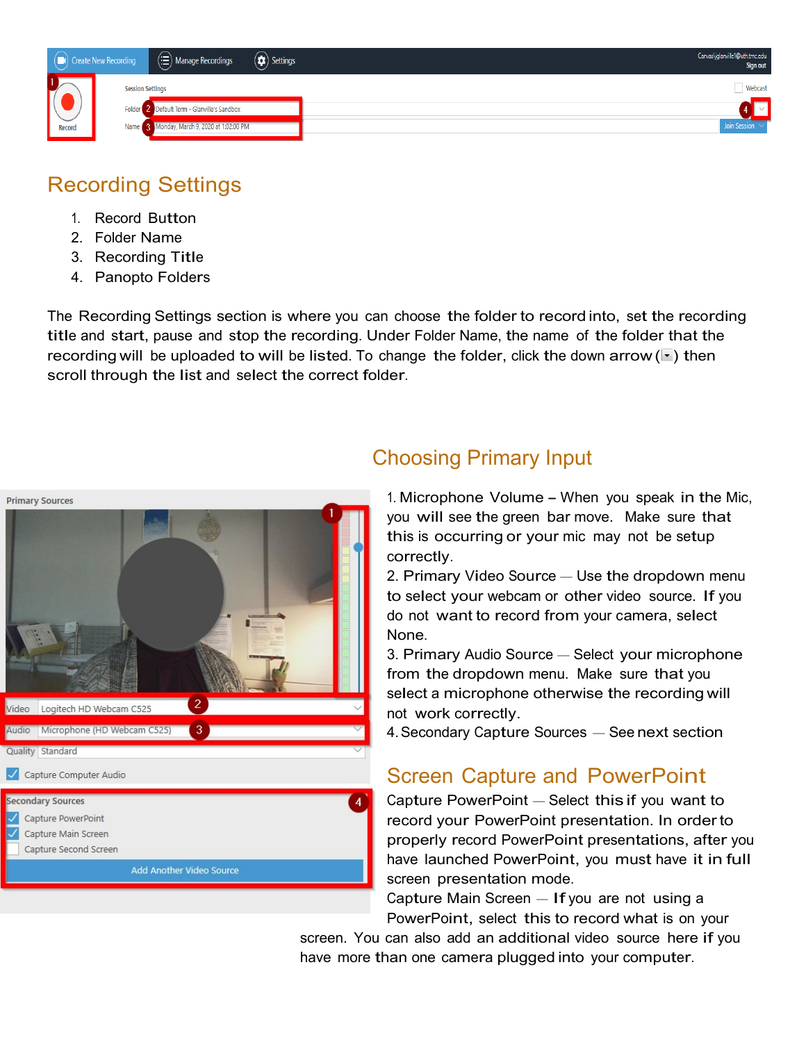## Recording Settings

1. Record Button
2. Folder Name
3. Recording Title
4. Panopto Folders

The Recording Settings section is where you can choose the folder to record into, set the recording title and start, pause and stop the recording. Under Folder Name, the name of the folder that the recording will be uploaded to will be listed. To change the folder, click the down arrow (▾) then scroll through the list and select the correct folder.

## Choosing Primary Input

1. Microphone Volume – When you speak in the Mic, you will see the green bar move. Make sure that this is occurring or your mic may not be setup correctly.
2. Primary Video Source — Use the dropdown menu to select your webcam or other video source. If you do not want to record from your camera, select None.
3. Primary Audio Source — Select your microphone from the dropdown menu. Make sure that you select a microphone otherwise the recording will not work correctly.
4. Secondary Capture Sources — See next section

## Screen Capture and PowerPoint

Capture PowerPoint — Select this if you want to record your PowerPoint presentation. In order to properly record PowerPoint presentations, after you have launched PowerPoint, you must have it in full screen presentation mode.

Capture Main Screen — If you are not using a PowerPoint, select this to record what is on your screen. You can also add an additional video source here if you have more than one camera plugged into your computer.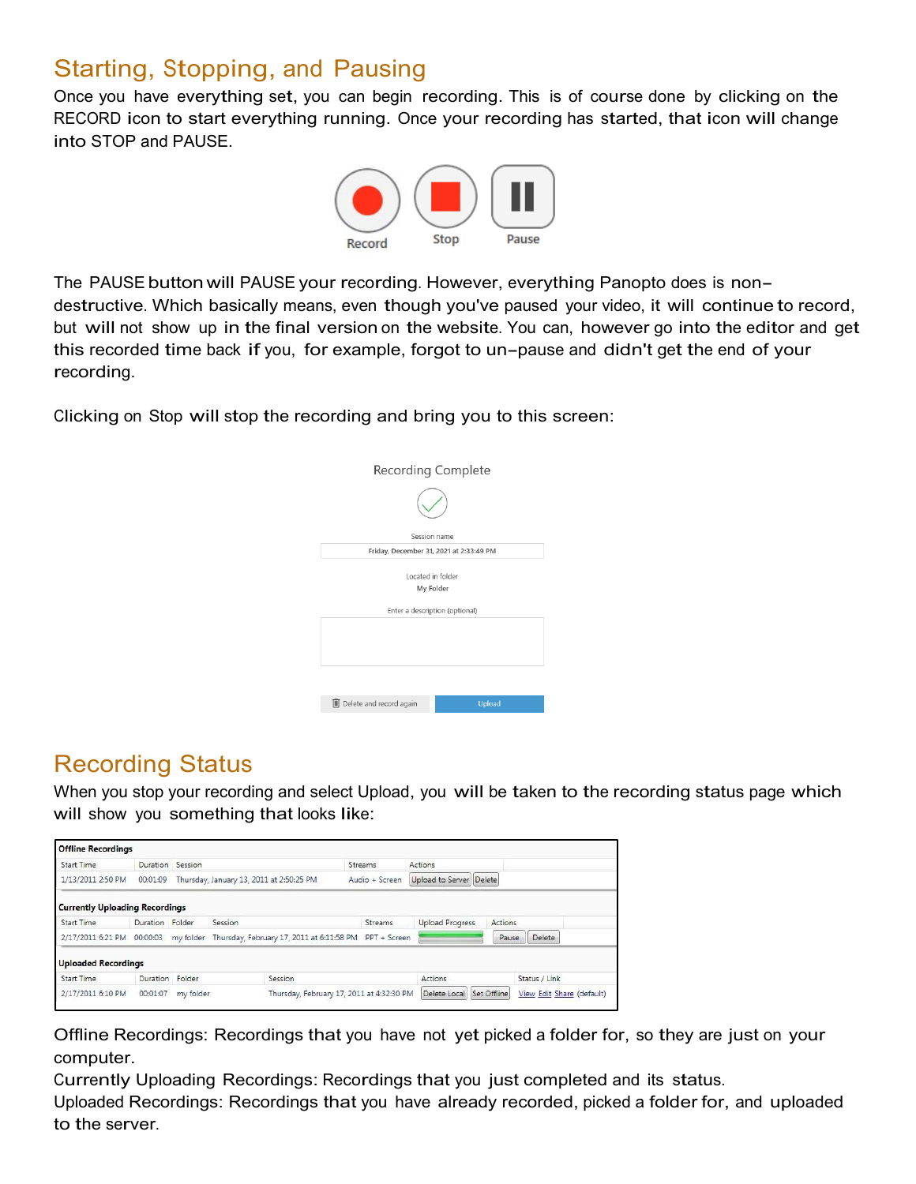## Starting, Stopping, and Pausing

Once you have everything set, you can begin recording. This is of course done by clicking on the RECORD icon to start everything running. Once your recording has started, that icon will change into STOP and PAUSE.

Record Stop Pause

The PAUSE button will PAUSE your recording. However, everything Panopto does is non–destructive. Which basically means, even though you've paused your video, it will continue to record, but will not show up in the final version on the website. You can, however go into the editor and get this recorded time back if you, for example, forgot to un–pause and didn't get the end of your recording.

Clicking on Stop will stop the recording and bring you to this screen:

Recording Complete

Session name

Friday, December 31, 2021 at 2:33:49 PM

Located in folder

My Folder

Enter a description (optional)

Delete and record again Upload

## Recording Status

When you stop your recording and select Upload, you will be taken to the recording status page which will show you something that looks like:

**Offline Recordings**

| Start Time | Duration | Session | Streams | Actions |
|---|---|---|---|---|
| 1/13/2011 2:50 PM | 00:01:09 | Thursday, January 13, 2011 at 2:50:25 PM | Audio + Screen | Upload to Server Delete |

**Currently Uploading Recordings**

| Start Time | Duration | Folder | Session | Streams | Upload Progress | Actions |
|---|---|---|---|---|---|---|
| 2/17/2011 6:21 PM | 00:00:03 | my folder | Thursday, February 17, 2011 at 6:11:58 PM | PPT + Screen | | Pause Delete |

**Uploaded Recordings**

| Start Time | Duration | Folder | Session | Actions | Status / Link |
|---|---|---|---|---|---|
| 2/17/2011 6:10 PM | 00:01:07 | my folder | Thursday, February 17, 2011 at 4:32:30 PM | Delete Local Set Offline | View Edit Share (default) |

Offline Recordings: Recordings that you have not yet picked a folder for, so they are just on your computer.
Currently Uploading Recordings: Recordings that you just completed and its status.
Uploaded Recordings: Recordings that you have already recorded, picked a folder for, and uploaded to the server.